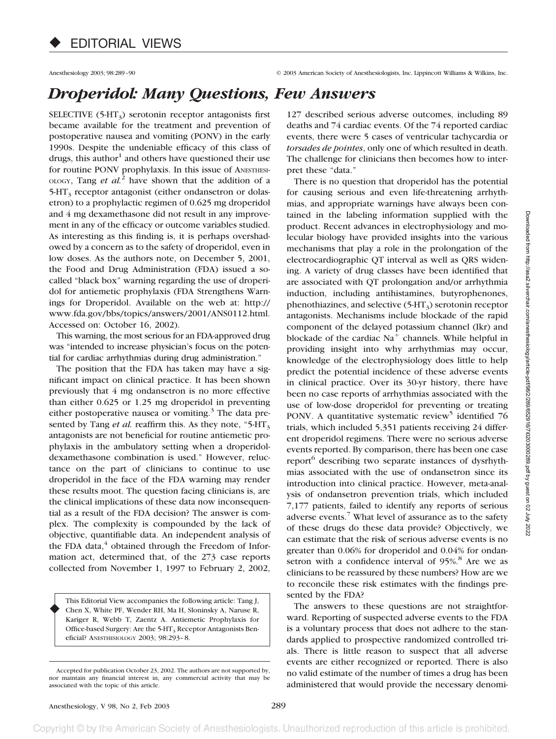# EDITORIAL VIEWS

# *Droperidol: Many Questions, Few Answers*

SELECTIVE ($5\text{-}HT_3$) serotonin receptor antagonists first became available for the treatment and prevention of postoperative nausea and vomiting (PONV) in the early 1990s. Despite the undeniable efficacy of this class of drugs, this author[1] and others have questioned their use for routine PONV prophylaxis. In this issue of ANESTHESIOLOGY, Tang *et al.*[2] have shown that the addition of a $5\text{-}HT_3$ receptor antagonist (either ondansetron or dolasetron) to a prophylactic regimen of 0.625 mg droperidol and 4 mg dexamethasone did not result in any improvement in any of the efficacy or outcome variables studied. As interesting as this finding is, it is perhaps overshadowed by a concern as to the safety of droperidol, even in low doses. As the authors note, on December 5, 2001, the Food and Drug Administration (FDA) issued a so-called "black box" warning regarding the use of droperidol for antiemetic prophylaxis (FDA Strengthens Warnings for Droperidol. Available on the web at: http://www.fda.gov/bbs/topics/answers/2001/ANS0112.html. Accessed on: October 16, 2002).

This warning, the most serious for an FDA-approved drug was "intended to increase physician's focus on the potential for cardiac arrhythmias during drug administration."

The position that the FDA has taken may have a significant impact on clinical practice. It has been shown previously that 4 mg ondansetron is no more effective than either 0.625 or 1.25 mg droperidol in preventing either postoperative nausea or vomiting.[3] The data presented by Tang *et al.* reaffirm this. As they note, "$5\text{-}HT_3$ antagonists are not beneficial for routine antiemetic prophylaxis in the ambulatory setting when a droperidol-dexamethasone combination is used." However, reluctance on the part of clinicians to continue to use droperidol in the face of the FDA warning may render these results moot. The question facing clinicians is, are the clinical implications of these data now inconsequential as a result of the FDA decision? The answer is complex. The complexity is compounded by the lack of objective, quantifiable data. An independent analysis of the FDA data,[4] obtained through the Freedom of Information act, determined that, of the 273 case reports collected from November 1, 1997 to February 2, 2002, 127 described serious adverse outcomes, including 89 deaths and 74 cardiac events. Of the 74 reported cardiac events, there were 5 cases of ventricular tachycardia or *torsades de pointes*, only one of which resulted in death. The challenge for clinicians then becomes how to interpret these "data."

There is no question that droperidol has the potential for causing serious and even life-threatening arrhythmias, and appropriate warnings have always been contained in the labeling information supplied with the product. Recent advances in electrophysiology and molecular biology have provided insights into the various mechanisms that play a role in the prolongation of the electrocardiographic QT interval as well as QRS widening. A variety of drug classes have been identified that are associated with QT prolongation and/or arrhythmia induction, including antihistamines, butyrophenones, phenothiazines, and selective ($5\text{-}HT_3$) serotonin receptor antagonists. Mechanisms include blockade of the rapid component of the delayed potassium channel (Ikr) and blockade of the cardiac $Na^+$ channels. While helpful in providing insight into why arrhythmias may occur, knowledge of the electrophysiology does little to help predict the potential incidence of these adverse events in clinical practice. Over its 30-yr history, there have been no case reports of arrhythmias associated with the use of low-dose droperidol for preventing or treating PONV. A quantitative systematic review[5] identified 76 trials, which included 5,351 patients receiving 24 different droperidol regimens. There were no serious adverse events reported. By comparison, there has been one case report[6] describing two separate instances of dysrhythmias associated with the use of ondansetron since its introduction into clinical practice. However, meta-analysis of ondansetron prevention trials, which included 7,177 patients, failed to identify any reports of serious adverse events.[7] What level of assurance as to the safety of these drugs do these data provide? Objectively, we can estimate that the risk of serious adverse events is no greater than 0.06% for droperidol and 0.04% for ondansetron with a confidence interval of 95%.[8] Are we as clinicians to be reassured by these numbers? How are we to reconcile these risk estimates with the findings presented by the FDA?

The answers to these questions are not straightforward. Reporting of suspected adverse events to the FDA is a voluntary process that does not adhere to the standards applied to prospective randomized controlled trials. There is little reason to suspect that all adverse events are either recognized or reported. There is also no valid estimate of the number of times a drug has been administered that would provide the necessary denomi-

This Editorial View accompanies the following article: Tang J, Chen X, White PF, Wender RH, Ma H, Sloninsky A, Naruse R, Kariger R, Webb T, Zaentz A. Antiemetic Prophylaxis for Office-based Surgery: Are the $5\text{-}HT_3$ Receptor Antagonists Beneficial? ANESTHESIOLOGY 2003; 98:293–8.

Accepted for publication October 23, 2002. The authors are not supported by, nor maintain any financial interest in, any commercial activity that may be associated with the topic of this article.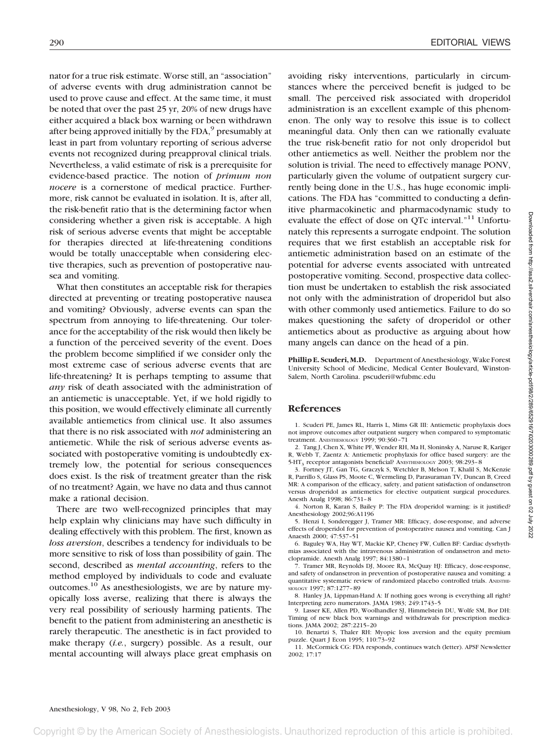nator for a true risk estimate. Worse still, an "association" of adverse events with drug administration cannot be used to prove cause and effect. At the same time, it must be noted that over the past 25 yr, 20% of new drugs have either acquired a black box warning or been withdrawn after being approved initially by the FDA,[9] presumably at least in part from voluntary reporting of serious adverse events not recognized during preapproval clinical trials. Nevertheless, a valid estimate of risk is a prerequisite for evidence-based practice. The notion of *primum non nocere* is a cornerstone of medical practice. Furthermore, risk cannot be evaluated in isolation. It is, after all, the risk-benefit ratio that is the determining factor when considering whether a given risk is acceptable. A high risk of serious adverse events that might be acceptable for therapies directed at life-threatening conditions would be totally unacceptable when considering elective therapies, such as prevention of postoperative nausea and vomiting.

What then constitutes an acceptable risk for therapies directed at preventing or treating postoperative nausea and vomiting? Obviously, adverse events can span the spectrum from annoying to life-threatening. Our tolerance for the acceptability of the risk would then likely be a function of the perceived severity of the event. Does the problem become simplified if we consider only the most extreme case of serious adverse events that are life-threatening? It is perhaps tempting to assume that *any* risk of death associated with the administration of an antiemetic is unacceptable. Yet, if we hold rigidly to this position, we would effectively eliminate all currently available antiemetics from clinical use. It also assumes that there is no risk associated with *not* administering an antiemetic. While the risk of serious adverse events associated with postoperative vomiting is undoubtedly extremely low, the potential for serious consequences does exist. Is the risk of treatment greater than the risk of no treatment? Again, we have no data and thus cannot make a rational decision.

There are two well-recognized principles that may help explain why clinicians may have such difficulty in dealing effectively with this problem. The first, known as *loss aversion*, describes a tendency for individuals to be more sensitive to risk of loss than possibility of gain. The second, described as *mental accounting*, refers to the method employed by individuals to code and evaluate outcomes.[10] As anesthesiologists, we are by nature myopically loss averse, realizing that there is always the very real possibility of seriously harming patients. The benefit to the patient from administering an anesthetic is rarely therapeutic. The anesthetic is in fact provided to make therapy (*i.e.*, surgery) possible. As a result, our mental accounting will always place great emphasis on avoiding risky interventions, particularly in circumstances where the perceived benefit is judged to be small. The perceived risk associated with droperidol administration is an excellent example of this phenomenon. The only way to resolve this issue is to collect meaningful data. Only then can we rationally evaluate the true risk-benefit ratio for not only droperidol but other antiemetics as well. Neither the problem nor the solution is trivial. The need to effectively manage PONV, particularly given the volume of outpatient surgery currently being done in the U.S., has huge economic implications. The FDA has "committed to conducting a definitive pharmacokinetic and pharmacodynamic study to evaluate the effect of dose on QTc interval."[11] Unfortunately this represents a surrogate endpoint. The solution requires that we first establish an acceptable risk for antiemetic administration based on an estimate of the potential for adverse events associated with untreated postoperative vomiting. Second, prospective data collection must be undertaken to establish the risk associated not only with the administration of droperidol but also with other commonly used antiemetics. Failure to do so makes questioning the safety of droperidol or other antiemetics about as productive as arguing about how many angels can dance on the head of a pin.

**Phillip E. Scuderi, M.D.** Department of Anesthesiology, Wake Forest University School of Medicine, Medical Center Boulevard, Winston-Salem, North Carolina. pscuderi@wfubmc.edu

## References

1. Scuderi PE, James RL, Harris L, Mims GR III: Antiemetic prophylaxis does not improve outcomes after outpatient surgery when compared to symptomatic treatment. Anesthesiology 1999; 90:360–71
2. Tang J, Chen X, White PF, Wender RH, Ma H, Sloninsky A, Naruse R, Kariger R, Webb T, Zaentz A: Antiemetic prophylaxis for office based surgery: are the $5\text{-HT}_3$ receptor antagonists beneficial? Anesthesiology 2003; 98:293–8
3. Fortney JT, Gan TG, Graczyk S, Wetchler B, Melson T, Khalil S, McKenzie R, Parrillo S, Glass PS, Moote C, Wermeling D, Parasuraman TV, Duncan B, Creed MR: A comparison of the efficacy, safety, and patient satisfaction of ondansetron versus droperidol as antiemetics for elective outpatient surgical procedures. Anesth Analg 1998; 86:731–8
4. Norton R, Karan S, Bailey P: The FDA droperidol warning: is it justified? Anesthesiology 2002;96:A1196
5. Henzi I, Sonderegger J, Tramer MR: Efficacy, dose-response, and adverse effects of droperidol for prevention of postoperative nausea and vomiting. Can J Anaesth 2000; 47:537–51
6. Baguley WA, Hay WT, Mackie KP, Cheney FW, Cullen BF: Cardiac dysrhythmias associated with the intravenous administration of ondansetron and metoclopramide. Anesth Analg 1997; 84:1380–1
7. Tramer MR, Reynolds DJ, Moore RA, McQuay HJ: Efficacy, dose-response, and safety of ondansetron in prevention of postoperative nausea and vomiting: a quantitative systematic review of randomized placebo controlled trials. Anesthesiology 1997; 87:1277–89
8. Hanley JA, Lippman-Hand A: If nothing goes wrong is everything all right? Interpreting zero numerators. JAMA 1983; 249:1743–5
9. Lasser KE, Allen PD, Woolhandler SJ, Himmelstein DU, Wolfe SM, Bor DH: Timing of new black box warnings and withdrawals for prescription medications. JAMA 2002; 287:2215–20
10. Benartzi S, Thaler RH: Myopic loss aversion and the equity premium puzzle. Quart J Econ 1995; 110:73–92
11. McCormick CG: FDA responds, continues watch (letter). APSF Newsletter 2002; 17:17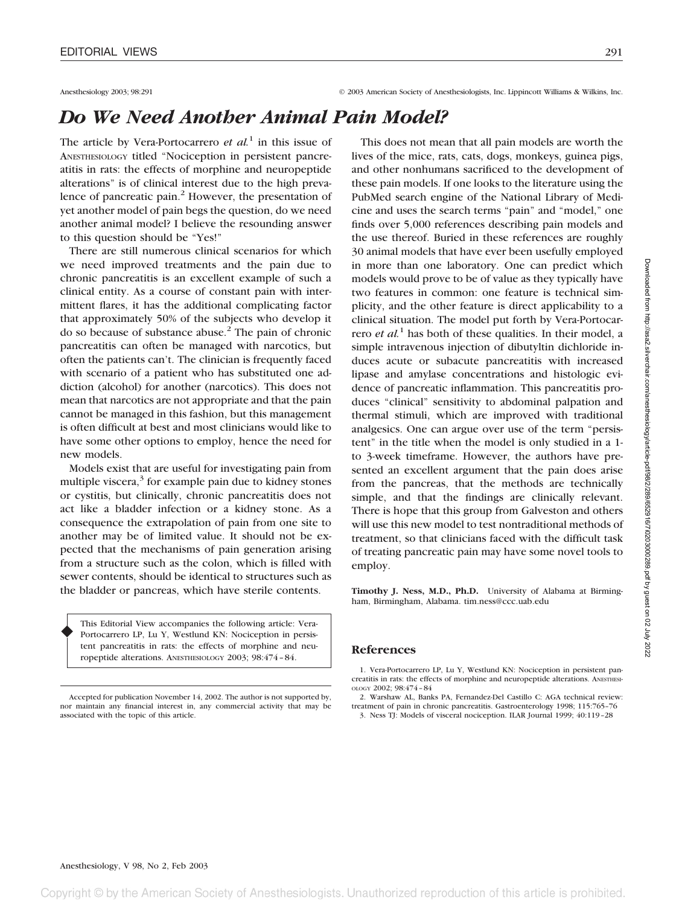# *Do We Need Another Animal Pain Model?*

The article by Vera-Portocarrero *et al.*[1] in this issue of ANESTHESIOLOGY titled "Nociception in persistent pancreatitis in rats: the effects of morphine and neuropeptide alterations" is of clinical interest due to the high prevalence of pancreatic pain.[2] However, the presentation of yet another model of pain begs the question, do we need another animal model? I believe the resounding answer to this question should be "Yes!"

There are still numerous clinical scenarios for which we need improved treatments and the pain due to chronic pancreatitis is an excellent example of such a clinical entity. As a course of constant pain with intermittent flares, it has the additional complicating factor that approximately 50% of the subjects who develop it do so because of substance abuse.[2] The pain of chronic pancreatitis can often be managed with narcotics, but often the patients can't. The clinician is frequently faced with scenario of a patient who has substituted one addiction (alcohol) for another (narcotics). This does not mean that narcotics are not appropriate and that the pain cannot be managed in this fashion, but this management is often difficult at best and most clinicians would like to have some other options to employ, hence the need for new models.

Models exist that are useful for investigating pain from multiple viscera,[3] for example pain due to kidney stones or cystitis, but clinically, chronic pancreatitis does not act like a bladder infection or a kidney stone. As a consequence the extrapolation of pain from one site to another may be of limited value. It should not be expected that the mechanisms of pain generation arising from a structure such as the colon, which is filled with sewer contents, should be identical to structures such as the bladder or pancreas, which have sterile contents.

> This Editorial View accompanies the following article: Vera-Portocarrero LP, Lu Y, Westlund KN: Nociception in persistent pancreatitis in rats: the effects of morphine and neuropeptide alterations. ANESTHESIOLOGY 2003; 98:474–84.

Accepted for publication November 14, 2002. The author is not supported by, nor maintain any financial interest in, any commercial activity that may be associated with the topic of this article.

This does not mean that all pain models are worth the lives of the mice, rats, cats, dogs, monkeys, guinea pigs, and other nonhumans sacrificed to the development of these pain models. If one looks to the literature using the PubMed search engine of the National Library of Medicine and uses the search terms "pain" and "model," one finds over 5,000 references describing pain models and the use thereof. Buried in these references are roughly 30 animal models that have ever been usefully employed in more than one laboratory. One can predict which models would prove to be of value as they typically have two features in common: one feature is technical simplicity, and the other feature is direct applicability to a clinical situation. The model put forth by Vera-Portocarrero *et al.*[1] has both of these qualities. In their model, a simple intravenous injection of dibutyltin dichloride induces acute or subacute pancreatitis with increased lipase and amylase concentrations and histologic evidence of pancreatic inflammation. This pancreatitis produces "clinical" sensitivity to abdominal palpation and thermal stimuli, which are improved with traditional analgesics. One can argue over use of the term "persistent" in the title when the model is only studied in a 1- to 3-week timeframe. However, the authors have presented an excellent argument that the pain does arise from the pancreas, that the methods are technically simple, and that the findings are clinically relevant. There is hope that this group from Galveston and others will use this new model to test nontraditional methods of treatment, so that clinicians faced with the difficult task of treating pancreatic pain may have some novel tools to employ.

**Timothy J. Ness, M.D., Ph.D.** University of Alabama at Birmingham, Birmingham, Alabama. tim.ness@ccc.uab.edu

## References

1. Vera-Portocarrero LP, Lu Y, Westlund KN: Nociception in persistent pancreatitis in rats: the effects of morphine and neuropeptide alterations. ANESTHESIOLOGY 2002; 98:474–84
2. Warshaw AL, Banks PA, Fernandez-Del Castillo C: AGA technical review: treatment of pain in chronic pancreatitis. Gastroenterology 1998; 115:765–76
3. Ness TJ: Models of visceral nociception. ILAR Journal 1999; 40:119–28